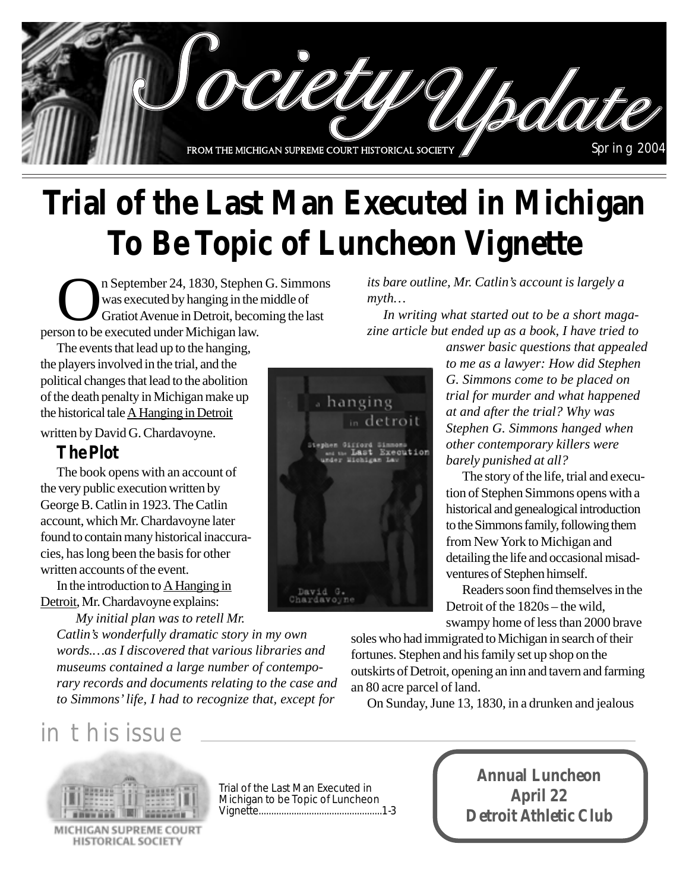# Society Update

FROM THE MICHIGAN SUPREME COURT HISTORICAL SOCIETY

Spring 2004

# Trial of the Last Man Executed in Michigan To Be Topic of Luncheon Vignette

On September 24, 1830, Stephen G. Simmons was executed by hanging in the middle of Gratiot Avenue in Detroit, becoming the last person to be executed under Michigan law.

The events that lead up to the hanging, the players involved in the trial, and the political changes that lead to the abolition of the death penalty in Michigan make up the historical tale A Hanging in Detroit written by David G. Chardavoyne.

## The Plot

The book opens with an account of the very public execution written by George B. Catlin in 1923. The Catlin account, which Mr. Chardavoyne later found to contain many historical inaccuracies, has long been the basis for other written accounts of the event.

In the introduction to A Hanging in Detroit, Mr. Chardavoyne explains:

> *My initial plan was to retell Mr. Catlin's wonderfully dramatic story in my own words.…as I discovered that various libraries and museums contained a large number of contemporary records and documents relating to the case and to Simmons' life, I had to recognize that, except for its bare outline, Mr. Catlin's account is largely a myth…*
>
> *In writing what started out to be a short magazine article but ended up as a book, I have tried to answer basic questions that appealed to me as a lawyer: How did Stephen G. Simmons come to be placed on trial for murder and what happened at and after the trial? Why was Stephen G. Simmons hanged when other contemporary killers were barely punished at all?*

The story of the life, trial and execution of Stephen Simmons opens with a historical and genealogical introduction to the Simmons family, following them from New York to Michigan and detailing the life and occasional misadventures of Stephen himself.

Readers soon find themselves in the Detroit of the 1820s – the wild, swampy home of less than 2000 brave soles who had immigrated to Michigan in search of their fortunes. Stephen and his family set up shop on the outskirts of Detroit, opening an inn and tavern and farming an 80 acre parcel of land.

On Sunday, June 13, 1830, in a drunken and jealous

## in this issue

MICHIGAN SUPREME COURT HISTORICAL SOCIETY

Trial of the Last Man Executed in Michigan to be Topic of Luncheon Vignette.................................................1-3

**Annual Luncheon**
**April 22**
**Detroit Athletic Club**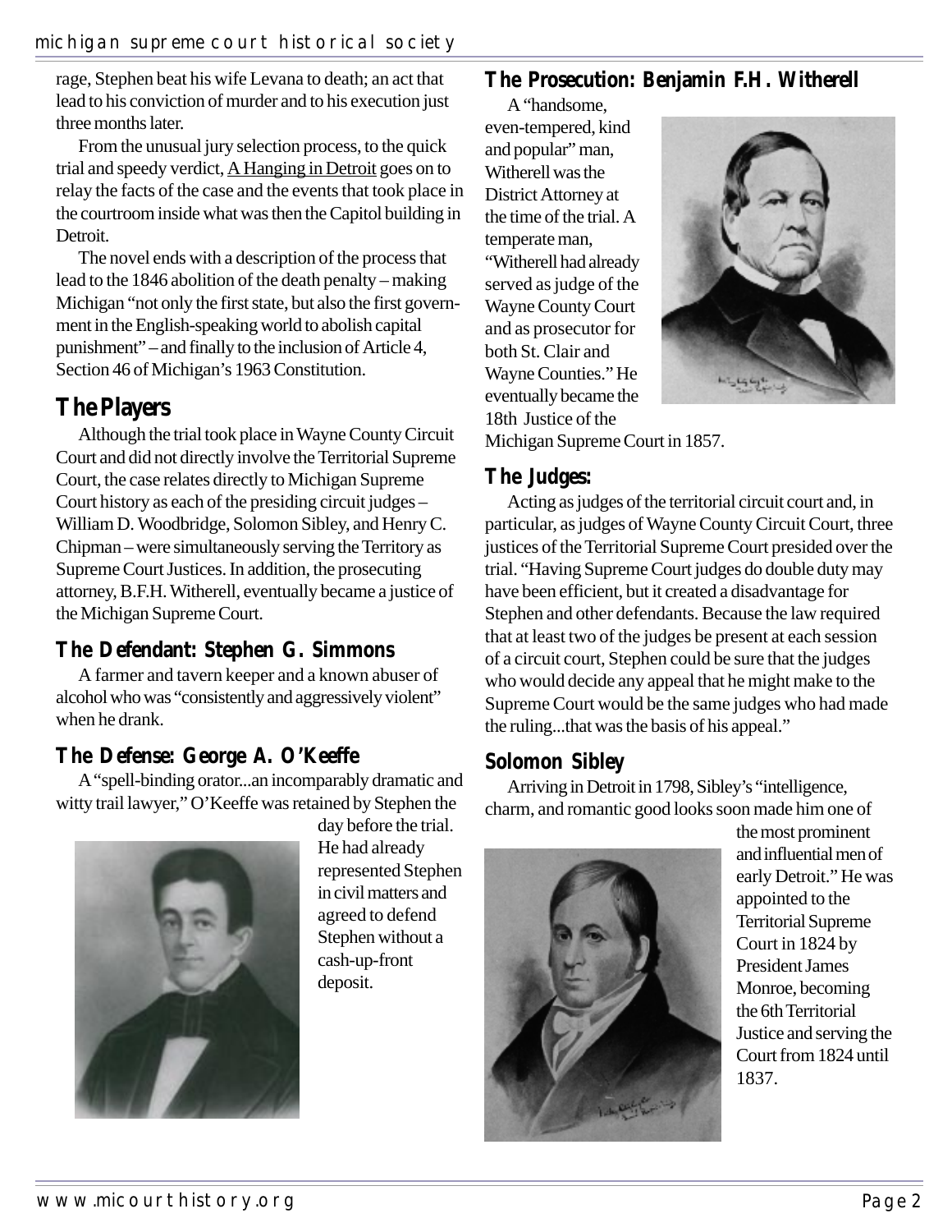rage, Stephen beat his wife Levana to death; an act that lead to his conviction of murder and to his execution just three months later.

From the unusual jury selection process, to the quick trial and speedy verdict, A Hanging in Detroit goes on to relay the facts of the case and the events that took place in the courtroom inside what was then the Capitol building in Detroit.

The novel ends with a description of the process that lead to the 1846 abolition of the death penalty – making Michigan "not only the first state, but also the first government in the English-speaking world to abolish capital punishment" – and finally to the inclusion of Article 4, Section 46 of Michigan's 1963 Constitution.

## The Players

Although the trial took place in Wayne County Circuit Court and did not directly involve the Territorial Supreme Court, the case relates directly to Michigan Supreme Court history as each of the presiding circuit judges – William D. Woodbridge, Solomon Sibley, and Henry C. Chipman – were simultaneously serving the Territory as Supreme Court Justices. In addition, the prosecuting attorney, B.F.H. Witherell, eventually became a justice of the Michigan Supreme Court.

### The Defendant: Stephen G. Simmons

A farmer and tavern keeper and a known abuser of alcohol who was "consistently and aggressively violent" when he drank.

### The Defense: George A. O'Keeffe

A "spell-binding orator...an incomparably dramatic and witty trail lawyer," O'Keeffe was retained by Stephen the day before the trial. He had already represented Stephen in civil matters and agreed to defend Stephen without a cash-up-front deposit.

### The Prosecution: Benjamin F.H. Witherell

A "handsome, even-tempered, kind and popular" man, Witherell was the District Attorney at the time of the trial. A temperate man, "Witherell had already served as judge of the Wayne County Court and as prosecutor for both St. Clair and Wayne Counties." He eventually became the 18th Justice of the Michigan Supreme Court in 1857.

### The Judges:

Acting as judges of the territorial circuit court and, in particular, as judges of Wayne County Circuit Court, three justices of the Territorial Supreme Court presided over the trial. "Having Supreme Court judges do double duty may have been efficient, but it created a disadvantage for Stephen and other defendants. Because the law required that at least two of the judges be present at each session of a circuit court, Stephen could be sure that the judges who would decide any appeal that he might make to the Supreme Court would be the same judges who had made the ruling...that was the basis of his appeal."

### Solomon Sibley

Arriving in Detroit in 1798, Sibley's "intelligence, charm, and romantic good looks soon made him one of the most prominent and influential men of early Detroit." He was appointed to the Territorial Supreme Court in 1824 by President James Monroe, becoming the 6th Territorial Justice and serving the Court from 1824 until 1837.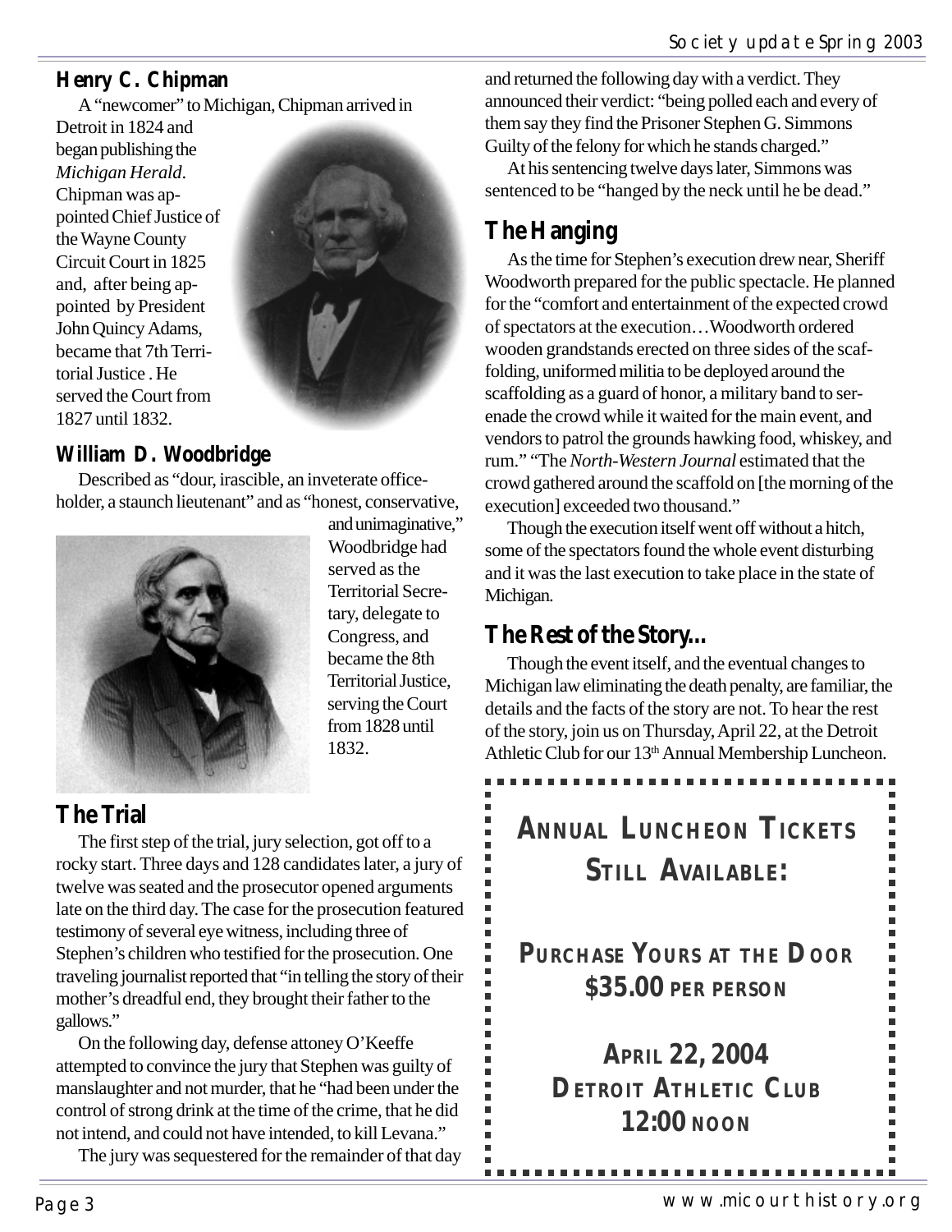## Henry C. Chipman

A "newcomer" to Michigan, Chipman arrived in Detroit in 1824 and began publishing the *Michigan Herald*. Chipman was appointed Chief Justice of the Wayne County Circuit Court in 1825 and, after being appointed by President John Quincy Adams, became that 7th Territorial Justice . He served the Court from 1827 until 1832.

## William D. Woodbridge

Described as "dour, irascible, an inveterate officeholder, a staunch lieutenant" and as "honest, conservative, and unimaginative," Woodbridge had served as the Territorial Secretary, delegate to Congress, and became the 8th Territorial Justice, serving the Court from 1828 until 1832.

## The Trial

The first step of the trial, jury selection, got off to a rocky start. Three days and 128 candidates later, a jury of twelve was seated and the prosecutor opened arguments late on the third day. The case for the prosecution featured testimony of several eye witness, including three of Stephen's children who testified for the prosecution. One traveling journalist reported that "in telling the story of their mother's dreadful end, they brought their father to the gallows."

On the following day, defense attoney O'Keeffe attempted to convince the jury that Stephen was guilty of manslaughter and not murder, that he "had been under the control of strong drink at the time of the crime, that he did not intend, and could not have intended, to kill Levana."

The jury was sequestered for the remainder of that day and returned the following day with a verdict. They announced their verdict: "being polled each and every of them say they find the Prisoner Stephen G. Simmons Guilty of the felony for which he stands charged."

At his sentencing twelve days later, Simmons was sentenced to be "hanged by the neck until he be dead."

## The Hanging

As the time for Stephen's execution drew near, Sheriff Woodworth prepared for the public spectacle. He planned for the "comfort and entertainment of the expected crowd of spectators at the execution…Woodworth ordered wooden grandstands erected on three sides of the scaffolding, uniformed militia to be deployed around the scaffolding as a guard of honor, a military band to serenade the crowd while it waited for the main event, and vendors to patrol the grounds hawking food, whiskey, and rum." "The *North-Western Journal* estimated that the crowd gathered around the scaffold on [the morning of the execution] exceeded two thousand."

Though the execution itself went off without a hitch, some of the spectators found the whole event disturbing and it was the last execution to take place in the state of Michigan.

## The Rest of the Story...

Though the event itself, and the eventual changes to Michigan law eliminating the death penalty, are familiar, the details and the facts of the story are not. To hear the rest of the story, join us on Thursday, April 22, at the Detroit Athletic Club for our 13th Annual Membership Luncheon.

**ANNUAL LUNCHEON TICKETS STILL AVAILABLE:**

**PURCHASE YOURS AT THE DOOR**
**$35.00 PER PERSON**

**APRIL 22, 2004**
**DETROIT ATHLETIC CLUB**
**12:00 NOON**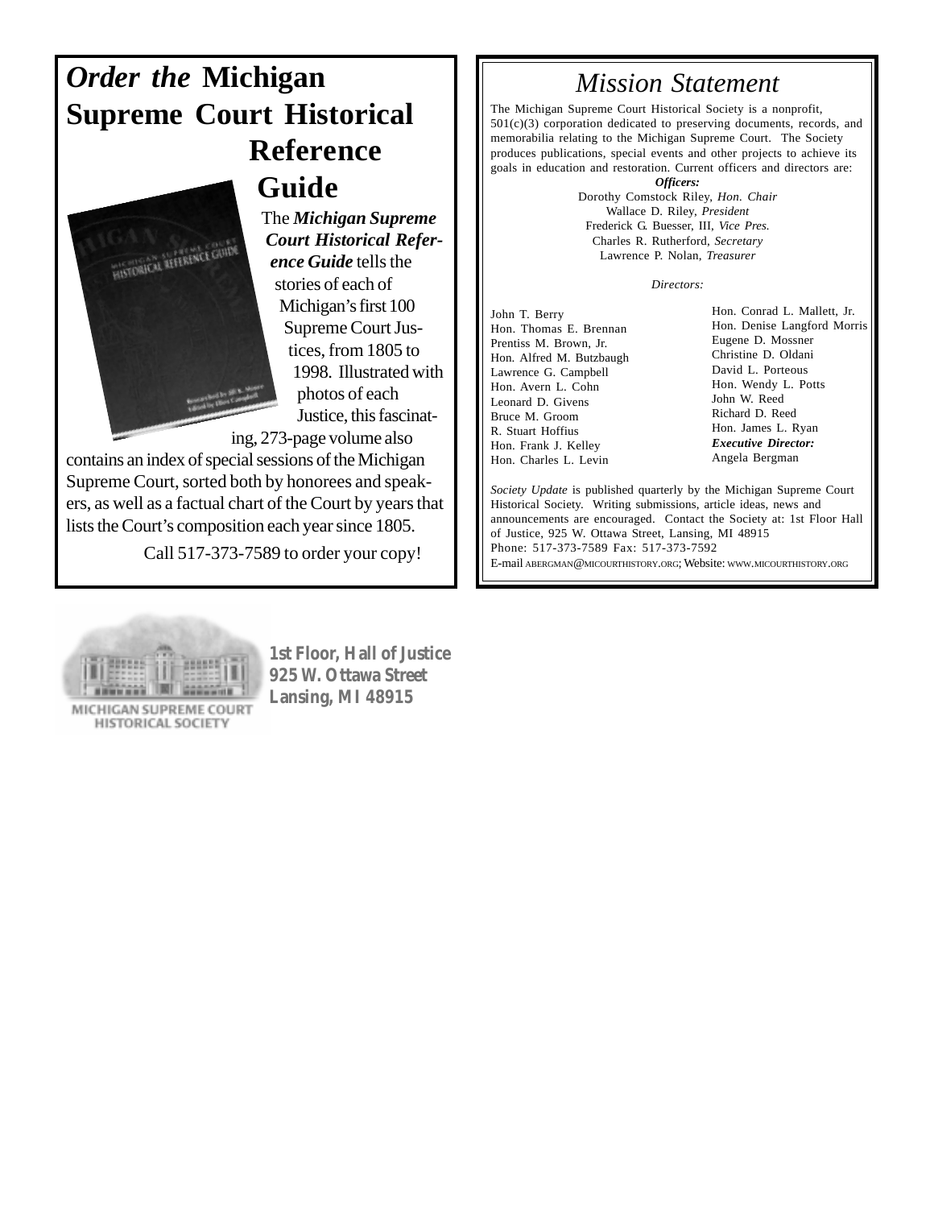# *Order the* Michigan Supreme Court Historical Reference Guide

The ***Michigan Supreme Court Historical Reference Guide*** tells the stories of each of Michigan's first 100 Supreme Court Justices, from 1805 to 1998. Illustrated with photos of each Justice, this fascinating, 273-page volume also contains an index of special sessions of the Michigan Supreme Court, sorted both by honorees and speakers, as well as a factual chart of the Court by years that lists the Court's composition each year since 1805.

Call 517-373-7589 to order your copy!

## *Mission Statement*

The Michigan Supreme Court Historical Society is a nonprofit, 501(c)(3) corporation dedicated to preserving documents, records, and memorabilia relating to the Michigan Supreme Court. The Society produces publications, special events and other projects to achieve its goals in education and restoration. Current officers and directors are:

***Officers:***

Dorothy Comstock Riley, *Hon. Chair*
Wallace D. Riley, *President*
Frederick G. Buesser, III, *Vice Pres.*
Charles R. Rutherford, *Secretary*
Lawrence P. Nolan, *Treasurer*

*Directors:*

John T. Berry
Hon. Thomas E. Brennan
Prentiss M. Brown, Jr.
Hon. Alfred M. Butzbaugh
Lawrence G. Campbell
Hon. Avern L. Cohn
Leonard D. Givens
Bruce M. Groom
R. Stuart Hoffius
Hon. Frank J. Kelley
Hon. Charles L. Levin
Hon. Conrad L. Mallett, Jr.
Hon. Denise Langford Morris
Eugene D. Mossner
Christine D. Oldani
David L. Porteous
Hon. Wendy L. Potts
John W. Reed
Richard D. Reed
Hon. James L. Ryan

***Executive Director:***
Angela Bergman

*Society Update* is published quarterly by the Michigan Supreme Court Historical Society. Writing submissions, article ideas, news and announcements are encouraged. Contact the Society at: 1st Floor Hall of Justice, 925 W. Ottawa Street, Lansing, MI 48915
Phone: 517-373-7589 Fax: 517-373-7592
E-mail abergman@micourthistory.org; Website: www.micourthistory.org

MICHIGAN SUPREME COURT HISTORICAL SOCIETY

**1st Floor, Hall of Justice**
**925 W. Ottawa Street**
**Lansing, MI 48915**